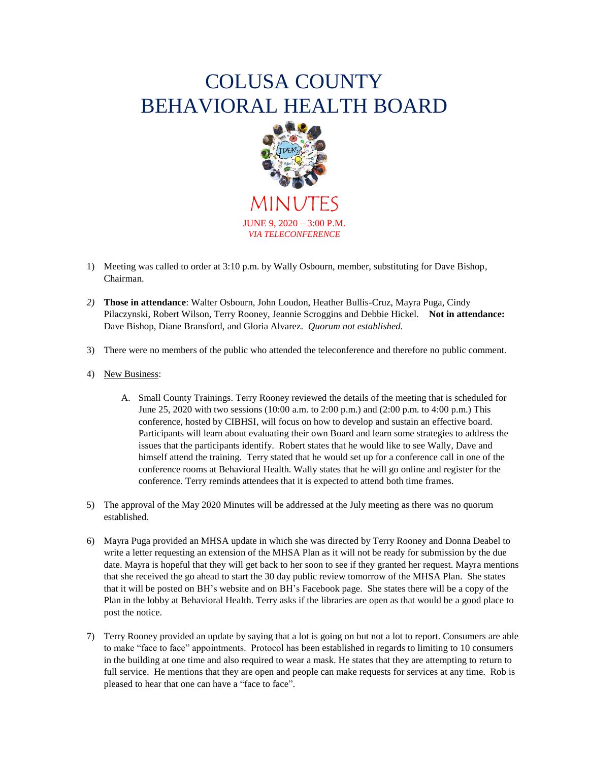# COLUSA COUNTY
# BEHAVIORAL HEALTH BOARD

## MINUTES

JUNE 9, 2020 – 3:00 P.M.
*VIA TELECONFERENCE*

1) Meeting was called to order at 3:10 p.m. by Wally Osbourn, member, substituting for Dave Bishop, Chairman.

2) **Those in attendance**: Walter Osbourn, John Loudon, Heather Bullis-Cruz, Mayra Puga, Cindy Pilaczynski, Robert Wilson, Terry Rooney, Jeannie Scroggins and Debbie Hickel. **Not in attendance:** Dave Bishop, Diane Bransford, and Gloria Alvarez. *Quorum not established.*

3) There were no members of the public who attended the teleconference and therefore no public comment.

4) New Business:

   A. Small County Trainings. Terry Rooney reviewed the details of the meeting that is scheduled for June 25, 2020 with two sessions (10:00 a.m. to 2:00 p.m.) and (2:00 p.m. to 4:00 p.m.) This conference, hosted by CIBHSI, will focus on how to develop and sustain an effective board. Participants will learn about evaluating their own Board and learn some strategies to address the issues that the participants identify. Robert states that he would like to see Wally, Dave and himself attend the training. Terry stated that he would set up for a conference call in one of the conference rooms at Behavioral Health. Wally states that he will go online and register for the conference. Terry reminds attendees that it is expected to attend both time frames.

5) The approval of the May 2020 Minutes will be addressed at the July meeting as there was no quorum established.

6) Mayra Puga provided an MHSA update in which she was directed by Terry Rooney and Donna Deabel to write a letter requesting an extension of the MHSA Plan as it will not be ready for submission by the due date. Mayra is hopeful that they will get back to her soon to see if they granted her request. Mayra mentions that she received the go ahead to start the 30 day public review tomorrow of the MHSA Plan. She states that it will be posted on BH's website and on BH's Facebook page. She states there will be a copy of the Plan in the lobby at Behavioral Health. Terry asks if the libraries are open as that would be a good place to post the notice.

7) Terry Rooney provided an update by saying that a lot is going on but not a lot to report. Consumers are able to make "face to face" appointments. Protocol has been established in regards to limiting to 10 consumers in the building at one time and also required to wear a mask. He states that they are attempting to return to full service. He mentions that they are open and people can make requests for services at any time. Rob is pleased to hear that one can have a "face to face".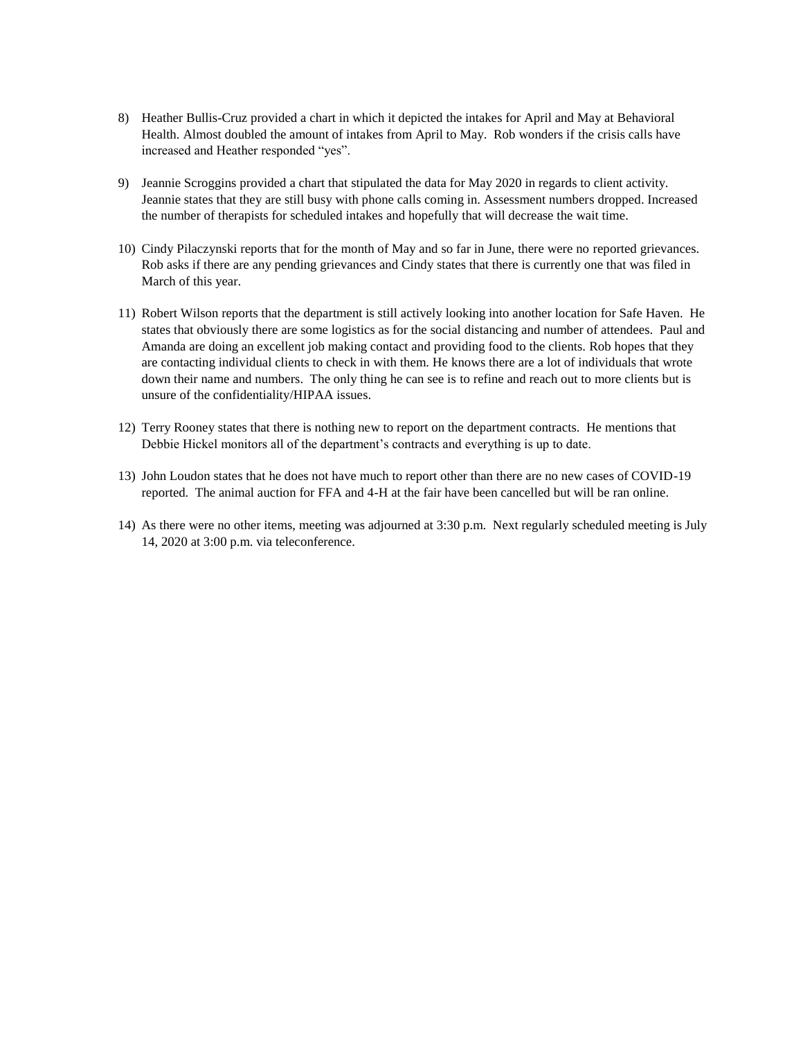8) Heather Bullis-Cruz provided a chart in which it depicted the intakes for April and May at Behavioral Health. Almost doubled the amount of intakes from April to May. Rob wonders if the crisis calls have increased and Heather responded "yes".

9) Jeannie Scroggins provided a chart that stipulated the data for May 2020 in regards to client activity. Jeannie states that they are still busy with phone calls coming in. Assessment numbers dropped. Increased the number of therapists for scheduled intakes and hopefully that will decrease the wait time.

10) Cindy Pilaczynski reports that for the month of May and so far in June, there were no reported grievances. Rob asks if there are any pending grievances and Cindy states that there is currently one that was filed in March of this year.

11) Robert Wilson reports that the department is still actively looking into another location for Safe Haven. He states that obviously there are some logistics as for the social distancing and number of attendees. Paul and Amanda are doing an excellent job making contact and providing food to the clients. Rob hopes that they are contacting individual clients to check in with them. He knows there are a lot of individuals that wrote down their name and numbers. The only thing he can see is to refine and reach out to more clients but is unsure of the confidentiality/HIPAA issues.

12) Terry Rooney states that there is nothing new to report on the department contracts. He mentions that Debbie Hickel monitors all of the department's contracts and everything is up to date.

13) John Loudon states that he does not have much to report other than there are no new cases of COVID-19 reported. The animal auction for FFA and 4-H at the fair have been cancelled but will be ran online.

14) As there were no other items, meeting was adjourned at 3:30 p.m. Next regularly scheduled meeting is July 14, 2020 at 3:00 p.m. via teleconference.